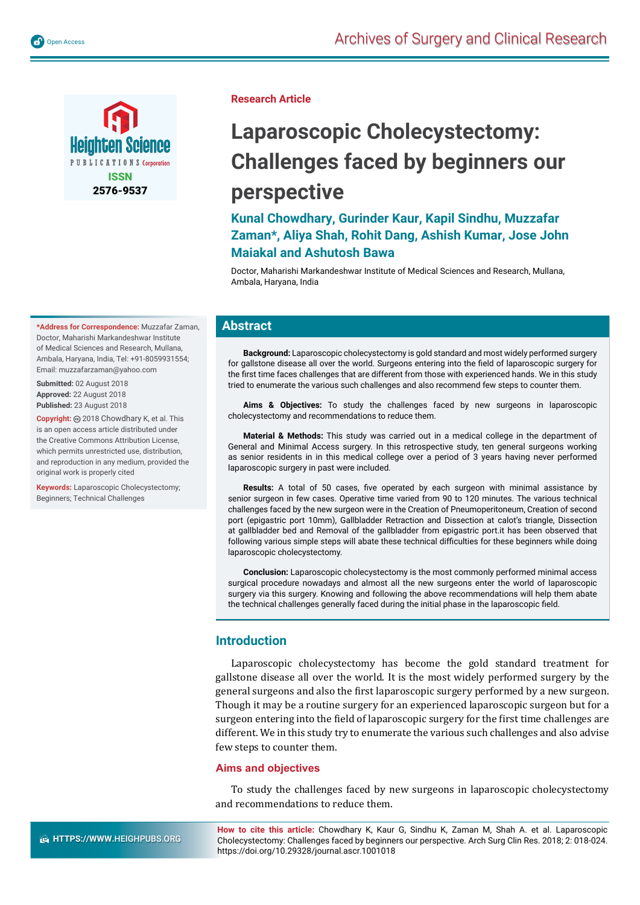Research Article

# Laparoscopic Cholecystectomy: Challenges faced by beginners our perspective

**Kunal Chowdhary, Gurinder Kaur, Kapil Sindhu, Muzzafar Zaman*, Aliya Shah, Rohit Dang, Ashish Kumar, Jose John Maiakal and Ashutosh Bawa**

Doctor, Maharishi Markandeshwar Institute of Medical Sciences and Research, Mullana, Ambala, Haryana, India

**\*Address for Correspondence:** Muzzafar Zaman, Doctor, Maharishi Markandeshwar Institute of Medical Sciences and Research, Mullana, Ambala, Haryana, India, Tel: +91-8059931554; Email: muzzafarzaman@yahoo.com

**Submitted:** 02 August 2018
**Approved:** 22 August 2018
**Published:** 23 August 2018

**Copyright:** © 2018 Chowdhary K, et al. This is an open access article distributed under the Creative Commons Attribution License, which permits unrestricted use, distribution, and reproduction in any medium, provided the original work is properly cited

**Keywords:** Laparoscopic Cholecystectomy; Beginners; Technical Challenges

## Abstract

**Background:** Laparoscopic cholecystectomy is gold standard and most widely performed surgery for gallstone disease all over the world. Surgeons entering into the field of laparoscopic surgery for the first time faces challenges that are different from those with experienced hands. We in this study tried to enumerate the various such challenges and also recommend few steps to counter them.

**Aims & Objectives:** To study the challenges faced by new surgeons in laparoscopic cholecystectomy and recommendations to reduce them.

**Material & Methods:** This study was carried out in a medical college in the department of General and Minimal Access surgery. In this retrospective study, ten general surgeons working as senior residents in in this medical college over a period of 3 years having never performed laparoscopic surgery in past were included.

**Results:** A total of 50 cases, five operated by each surgeon with minimal assistance by senior surgeon in few cases. Operative time varied from 90 to 120 minutes. The various technical challenges faced by the new surgeon were in the Creation of Pneumoperitoneum, Creation of second port (epigastric port 10mm), Gallbladder Retraction and Dissection at calot's triangle, Dissection at gallbladder bed and Removal of the gallbladder from epigastric port.it has been observed that following various simple steps will abate these technical difficulties for these beginners while doing laparoscopic cholecystectomy.

**Conclusion:** Laparoscopic cholecystectomy is the most commonly performed minimal access surgical procedure nowadays and almost all the new surgeons enter the world of laparoscopic surgery via this surgery. Knowing and following the above recommendations will help them abate the technical challenges generally faced during the initial phase in the laparoscopic field.

## Introduction

Laparoscopic cholecystectomy has become the gold standard treatment for gallstone disease all over the world. It is the most widely performed surgery by the general surgeons and also the first laparoscopic surgery performed by a new surgeon. Though it may be a routine surgery for an experienced laparoscopic surgeon but for a surgeon entering into the field of laparoscopic surgery for the first time challenges are different. We in this study try to enumerate the various such challenges and also advise few steps to counter them.

### Aims and objectives

To study the challenges faced by new surgeons in laparoscopic cholecystectomy and recommendations to reduce them.

**How to cite this article:** Chowdhary K, Kaur G, Sindhu K, Zaman M, Shah A. et al. Laparoscopic Cholecystectomy: Challenges faced by beginners our perspective. Arch Surg Clin Res. 2018; 2: 018-024. https://doi.org/10.29328/journal.ascr.1001018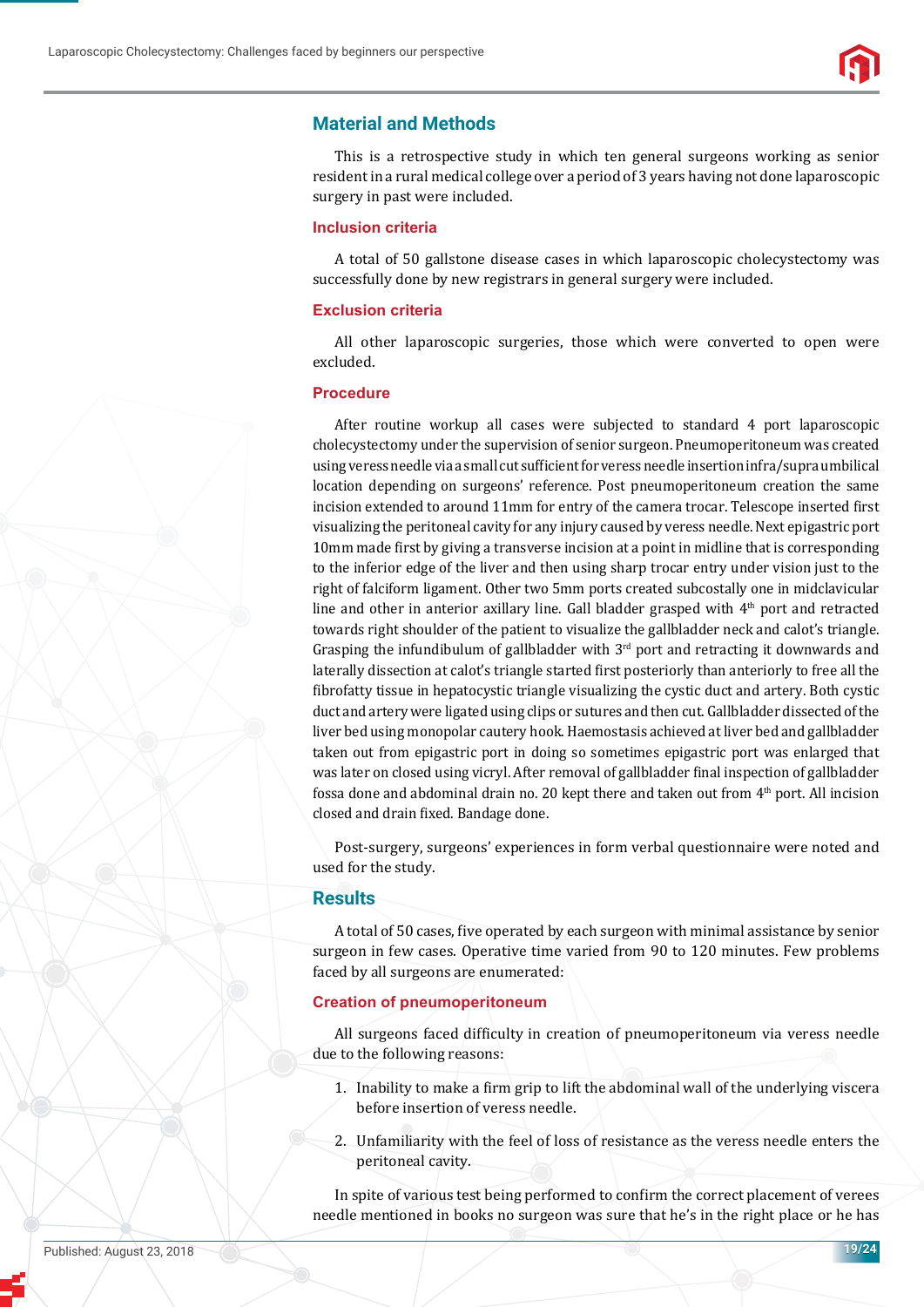## Material and Methods

This is a retrospective study in which ten general surgeons working as senior resident in a rural medical college over a period of 3 years having not done laparoscopic surgery in past were included.

### Inclusion criteria

A total of 50 gallstone disease cases in which laparoscopic cholecystectomy was successfully done by new registrars in general surgery were included.

### Exclusion criteria

All other laparoscopic surgeries, those which were converted to open were excluded.

### Procedure

After routine workup all cases were subjected to standard 4 port laparoscopic cholecystectomy under the supervision of senior surgeon. Pneumoperitoneum was created using veress needle via a small cut sufficient for veress needle insertion infra/supra umbilical location depending on surgeons' reference. Post pneumoperitoneum creation the same incision extended to around 11mm for entry of the camera trocar. Telescope inserted first visualizing the peritoneal cavity for any injury caused by veress needle. Next epigastric port 10mm made first by giving a transverse incision at a point in midline that is corresponding to the inferior edge of the liver and then using sharp trocar entry under vision just to the right of falciform ligament. Other two 5mm ports created subcostally one in midclavicular line and other in anterior axillary line. Gall bladder grasped with 4th port and retracted towards right shoulder of the patient to visualize the gallbladder neck and calot's triangle. Grasping the infundibulum of gallbladder with 3rd port and retracting it downwards and laterally dissection at calot's triangle started first posteriorly than anteriorly to free all the fibrofatty tissue in hepatocystic triangle visualizing the cystic duct and artery. Both cystic duct and artery were ligated using clips or sutures and then cut. Gallbladder dissected of the liver bed using monopolar cautery hook. Haemostasis achieved at liver bed and gallbladder taken out from epigastric port in doing so sometimes epigastric port was enlarged that was later on closed using vicryl. After removal of gallbladder final inspection of gallbladder fossa done and abdominal drain no. 20 kept there and taken out from 4th port. All incision closed and drain fixed. Bandage done.

Post-surgery, surgeons' experiences in form verbal questionnaire were noted and used for the study.

## Results

A total of 50 cases, five operated by each surgeon with minimal assistance by senior surgeon in few cases. Operative time varied from 90 to 120 minutes. Few problems faced by all surgeons are enumerated:

### Creation of pneumoperitoneum

All surgeons faced difficulty in creation of pneumoperitoneum via veress needle due to the following reasons:

1. Inability to make a firm grip to lift the abdominal wall of the underlying viscera before insertion of veress needle.
2. Unfamiliarity with the feel of loss of resistance as the veress needle enters the peritoneal cavity.

In spite of various test being performed to confirm the correct placement of verees needle mentioned in books no surgeon was sure that he's in the right place or he has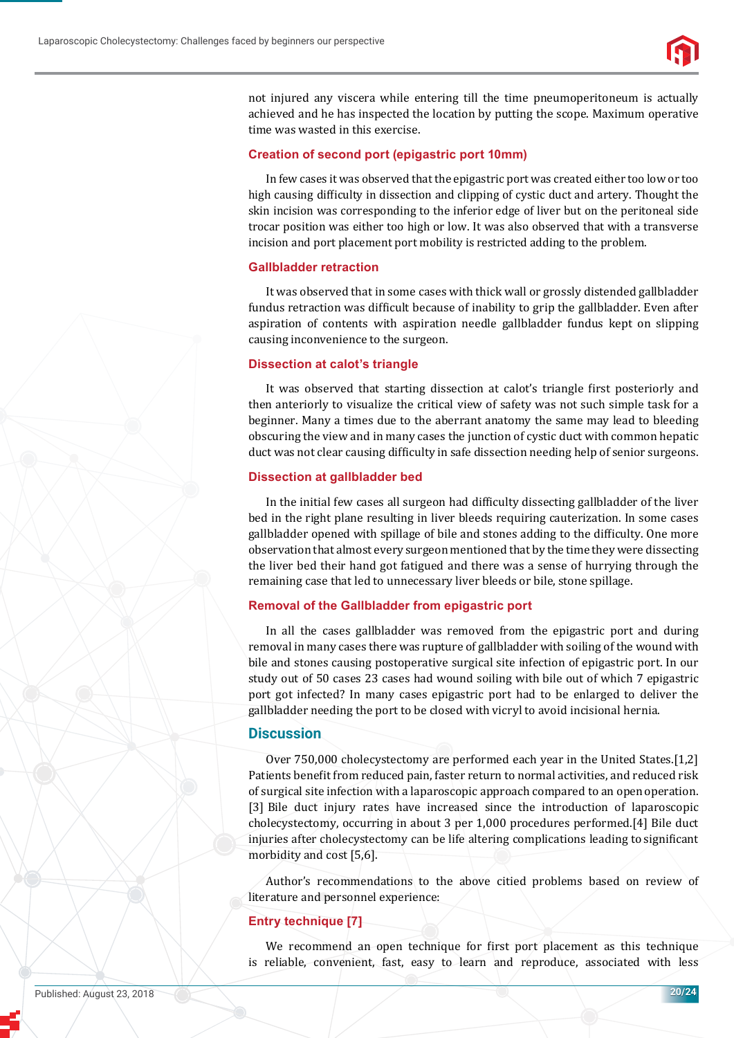not injured any viscera while entering till the time pneumoperitoneum is actually achieved and he has inspected the location by putting the scope. Maximum operative time was wasted in this exercise.

### Creation of second port (epigastric port 10mm)

In few cases it was observed that the epigastric port was created either too low or too high causing difficulty in dissection and clipping of cystic duct and artery. Thought the skin incision was corresponding to the inferior edge of liver but on the peritoneal side trocar position was either too high or low. It was also observed that with a transverse incision and port placement port mobility is restricted adding to the problem.

### Gallbladder retraction

It was observed that in some cases with thick wall or grossly distended gallbladder fundus retraction was difficult because of inability to grip the gallbladder. Even after aspiration of contents with aspiration needle gallbladder fundus kept on slipping causing inconvenience to the surgeon.

### Dissection at calot's triangle

It was observed that starting dissection at calot's triangle first posteriorly and then anteriorly to visualize the critical view of safety was not such simple task for a beginner. Many a times due to the aberrant anatomy the same may lead to bleeding obscuring the view and in many cases the junction of cystic duct with common hepatic duct was not clear causing difficulty in safe dissection needing help of senior surgeons.

### Dissection at gallbladder bed

In the initial few cases all surgeon had difficulty dissecting gallbladder of the liver bed in the right plane resulting in liver bleeds requiring cauterization. In some cases gallbladder opened with spillage of bile and stones adding to the difficulty. One more observation that almost every surgeon mentioned that by the time they were dissecting the liver bed their hand got fatigued and there was a sense of hurrying through the remaining case that led to unnecessary liver bleeds or bile, stone spillage.

### Removal of the Gallbladder from epigastric port

In all the cases gallbladder was removed from the epigastric port and during removal in many cases there was rupture of gallbladder with soiling of the wound with bile and stones causing postoperative surgical site infection of epigastric port. In our study out of 50 cases 23 cases had wound soiling with bile out of which 7 epigastric port got infected? In many cases epigastric port had to be enlarged to deliver the gallbladder needing the port to be closed with vicryl to avoid incisional hernia.

## Discussion

Over 750,000 cholecystectomy are performed each year in the United States.[1,2] Patients benefit from reduced pain, faster return to normal activities, and reduced risk of surgical site infection with a laparoscopic approach compared to an open operation.[3] Bile duct injury rates have increased since the introduction of laparoscopic cholecystectomy, occurring in about 3 per 1,000 procedures performed.[4] Bile duct injuries after cholecystectomy can be life altering complications leading to significant morbidity and cost [5,6].

Author's recommendations to the above citied problems based on review of literature and personnel experience:

### Entry technique [7]

We recommend an open technique for first port placement as this technique is reliable, convenient, fast, easy to learn and reproduce, associated with less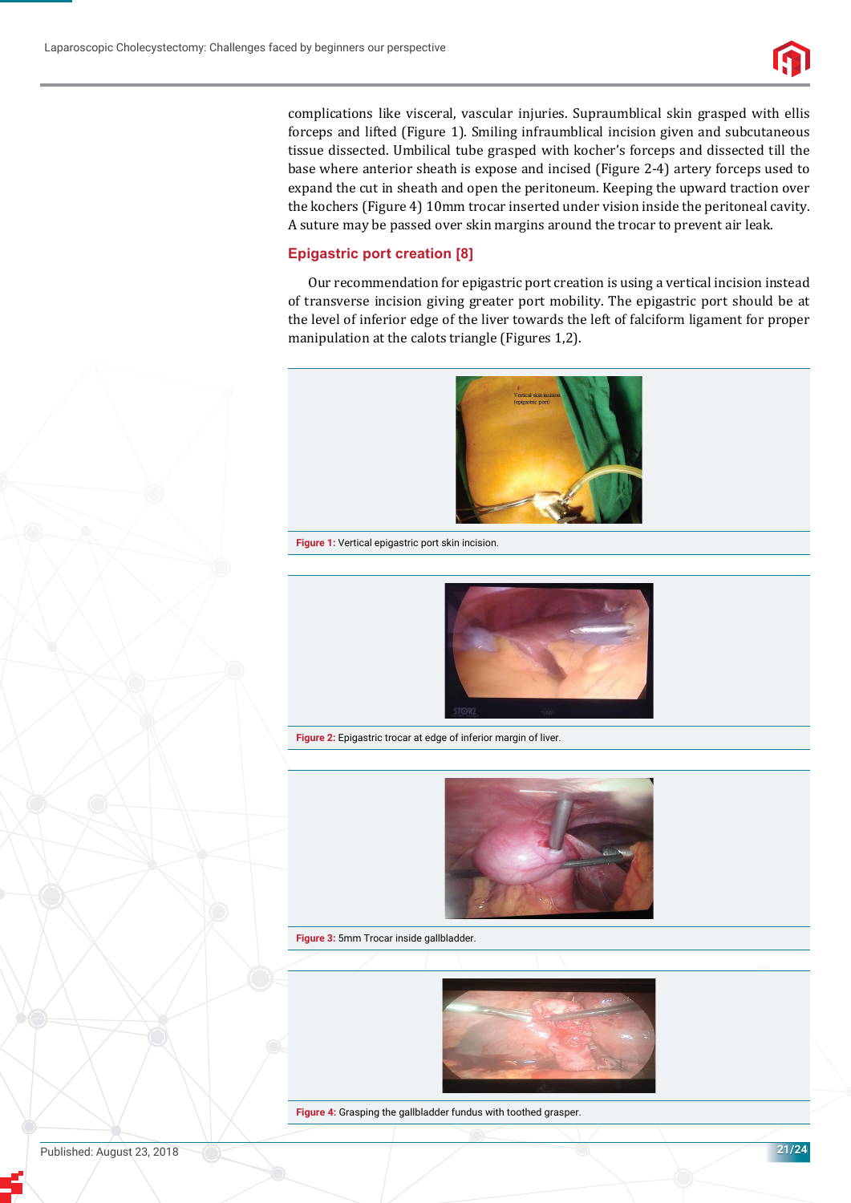complications like visceral, vascular injuries. Supraumblical skin grasped with ellis forceps and lifted (Figure 1). Smiling infraumblical incision given and subcutaneous tissue dissected. Umbilical tube grasped with kocher's forceps and dissected till the base where anterior sheath is expose and incised (Figure 2-4) artery forceps used to expand the cut in sheath and open the peritoneum. Keeping the upward traction over the kochers (Figure 4) 10mm trocar inserted under vision inside the peritoneal cavity. A suture may be passed over skin margins around the trocar to prevent air leak.

## Epigastric port creation [8]

Our recommendation for epigastric port creation is using a vertical incision instead of transverse incision giving greater port mobility. The epigastric port should be at the level of inferior edge of the liver towards the left of falciform ligament for proper manipulation at the calots triangle (Figures 1,2).

Figure 1: Vertical epigastric port skin incision.

Figure 2: Epigastric trocar at edge of inferior margin of liver.

Figure 3: 5mm Trocar inside gallbladder.

Figure 4: Grasping the gallbladder fundus with toothed grasper.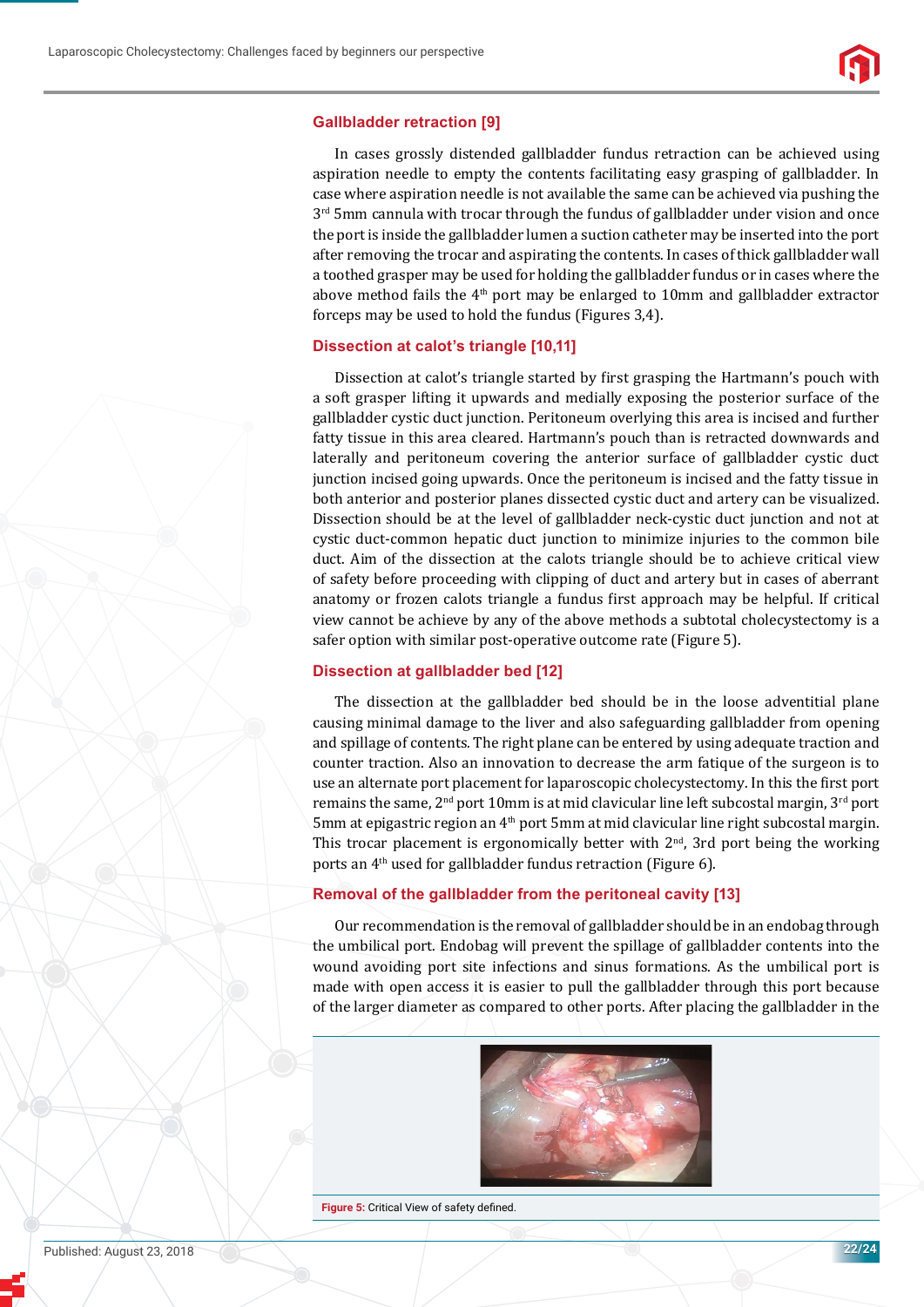### Gallbladder retraction [9]

In cases grossly distended gallbladder fundus retraction can be achieved using aspiration needle to empty the contents facilitating easy grasping of gallbladder. In case where aspiration needle is not available the same can be achieved via pushing the 3rd 5mm cannula with trocar through the fundus of gallbladder under vision and once the port is inside the gallbladder lumen a suction catheter may be inserted into the port after removing the trocar and aspirating the contents. In cases of thick gallbladder wall a toothed grasper may be used for holding the gallbladder fundus or in cases where the above method fails the 4th port may be enlarged to 10mm and gallbladder extractor forceps may be used to hold the fundus (Figures 3,4).

### Dissection at calot's triangle [10,11]

Dissection at calot's triangle started by first grasping the Hartmann's pouch with a soft grasper lifting it upwards and medially exposing the posterior surface of the gallbladder cystic duct junction. Peritoneum overlying this area is incised and further fatty tissue in this area cleared. Hartmann's pouch than is retracted downwards and laterally and peritoneum covering the anterior surface of gallbladder cystic duct junction incised going upwards. Once the peritoneum is incised and the fatty tissue in both anterior and posterior planes dissected cystic duct and artery can be visualized. Dissection should be at the level of gallbladder neck-cystic duct junction and not at cystic duct-common hepatic duct junction to minimize injuries to the common bile duct. Aim of the dissection at the calots triangle should be to achieve critical view of safety before proceeding with clipping of duct and artery but in cases of aberrant anatomy or frozen calots triangle a fundus first approach may be helpful. If critical view cannot be achieve by any of the above methods a subtotal cholecystectomy is a safer option with similar post-operative outcome rate (Figure 5).

### Dissection at gallbladder bed [12]

The dissection at the gallbladder bed should be in the loose adventitial plane causing minimal damage to the liver and also safeguarding gallbladder from opening and spillage of contents. The right plane can be entered by using adequate traction and counter traction. Also an innovation to decrease the arm fatique of the surgeon is to use an alternate port placement for laparoscopic cholecystectomy. In this the first port remains the same, 2nd port 10mm is at mid clavicular line left subcostal margin, 3rd port 5mm at epigastric region an 4th port 5mm at mid clavicular line right subcostal margin. This trocar placement is ergonomically better with 2nd, 3rd port being the working ports an 4th used for gallbladder fundus retraction (Figure 6).

### Removal of the gallbladder from the peritoneal cavity [13]

Our recommendation is the removal of gallbladder should be in an endobag through the umbilical port. Endobag will prevent the spillage of gallbladder contents into the wound avoiding port site infections and sinus formations. As the umbilical port is made with open access it is easier to pull the gallbladder through this port because of the larger diameter as compared to other ports. After placing the gallbladder in the

**Figure 5:** Critical View of safety defined.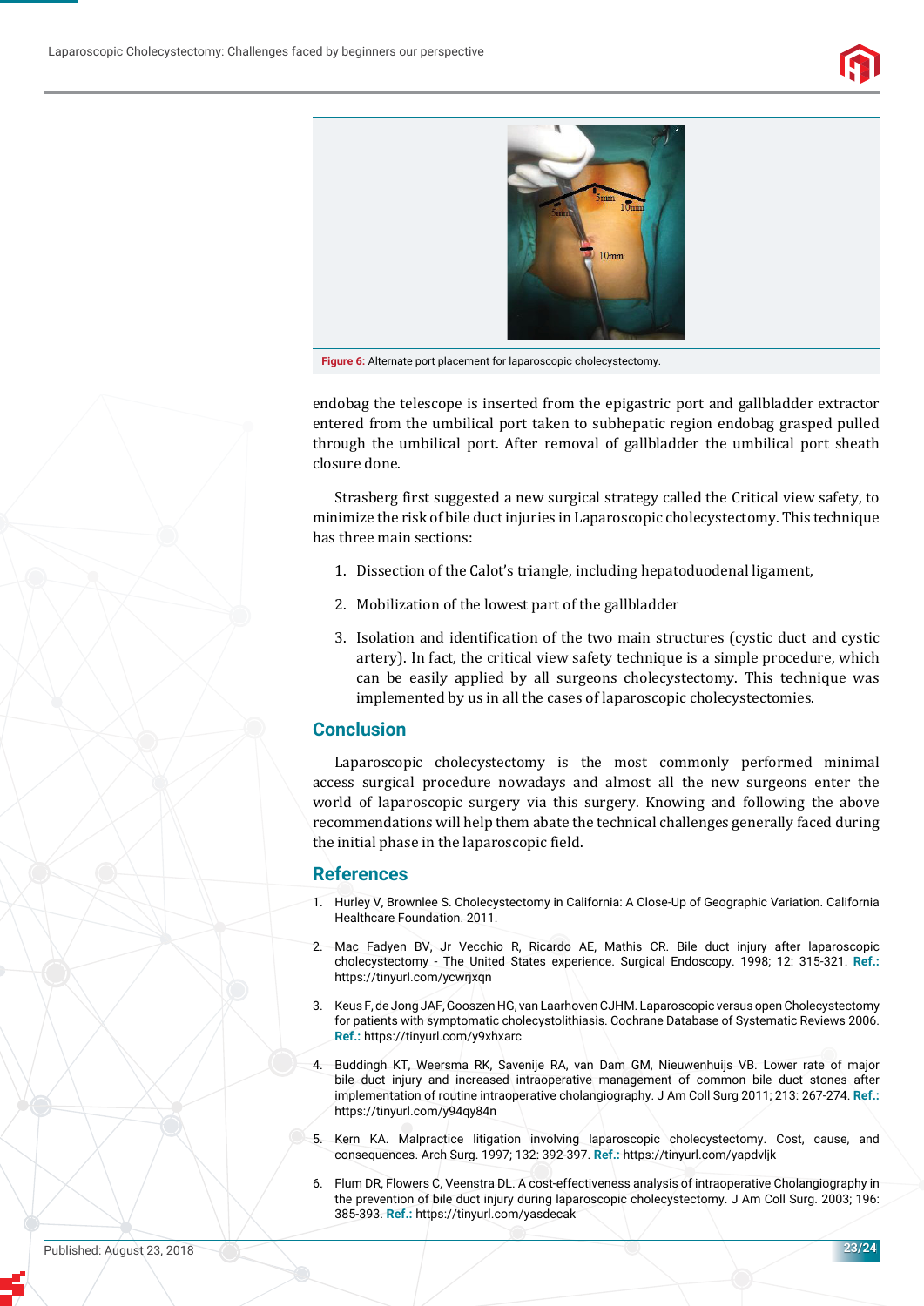Figure 6: Alternate port placement for laparoscopic cholecystectomy.

endobag the telescope is inserted from the epigastric port and gallbladder extractor entered from the umbilical port taken to subhepatic region endobag grasped pulled through the umbilical port. After removal of gallbladder the umbilical port sheath closure done.

Strasberg first suggested a new surgical strategy called the Critical view safety, to minimize the risk of bile duct injuries in Laparoscopic cholecystectomy. This technique has three main sections:

1. Dissection of the Calot's triangle, including hepatoduodenal ligament,
2. Mobilization of the lowest part of the gallbladder
3. Isolation and identification of the two main structures (cystic duct and cystic artery). In fact, the critical view safety technique is a simple procedure, which can be easily applied by all surgeons cholecystectomy. This technique was implemented by us in all the cases of laparoscopic cholecystectomies.

## Conclusion

Laparoscopic cholecystectomy is the most commonly performed minimal access surgical procedure nowadays and almost all the new surgeons enter the world of laparoscopic surgery via this surgery. Knowing and following the above recommendations will help them abate the technical challenges generally faced during the initial phase in the laparoscopic field.

## References

1. Hurley V, Brownlee S. Cholecystectomy in California: A Close-Up of Geographic Variation. California Healthcare Foundation. 2011.
2. Mac Fadyen BV, Jr Vecchio R, Ricardo AE, Mathis CR. Bile duct injury after laparoscopic cholecystectomy - The United States experience. Surgical Endoscopy. 1998; 12: 315-321. **Ref.:** https://tinyurl.com/ycwrjxqn
3. Keus F, de Jong JAF, Gooszen HG, van Laarhoven CJHM. Laparoscopic versus open Cholecystectomy for patients with symptomatic cholecystolithiasis. Cochrane Database of Systematic Reviews 2006. **Ref.:** https://tinyurl.com/y9xhxarc
4. Buddingh KT, Weersma RK, Savenije RA, van Dam GM, Nieuwenhuijs VB. Lower rate of major bile duct injury and increased intraoperative management of common bile duct stones after implementation of routine intraoperative cholangiography. J Am Coll Surg 2011; 213: 267-274. **Ref.:** https://tinyurl.com/y94qy84n
5. Kern KA. Malpractice litigation involving laparoscopic cholecystectomy. Cost, cause, and consequences. Arch Surg. 1997; 132: 392-397. **Ref.:** https://tinyurl.com/yapdvljk
6. Flum DR, Flowers C, Veenstra DL. A cost-effectiveness analysis of intraoperative Cholangiography in the prevention of bile duct injury during laparoscopic cholecystectomy. J Am Coll Surg. 2003; 196: 385-393. **Ref.:** https://tinyurl.com/yasdecak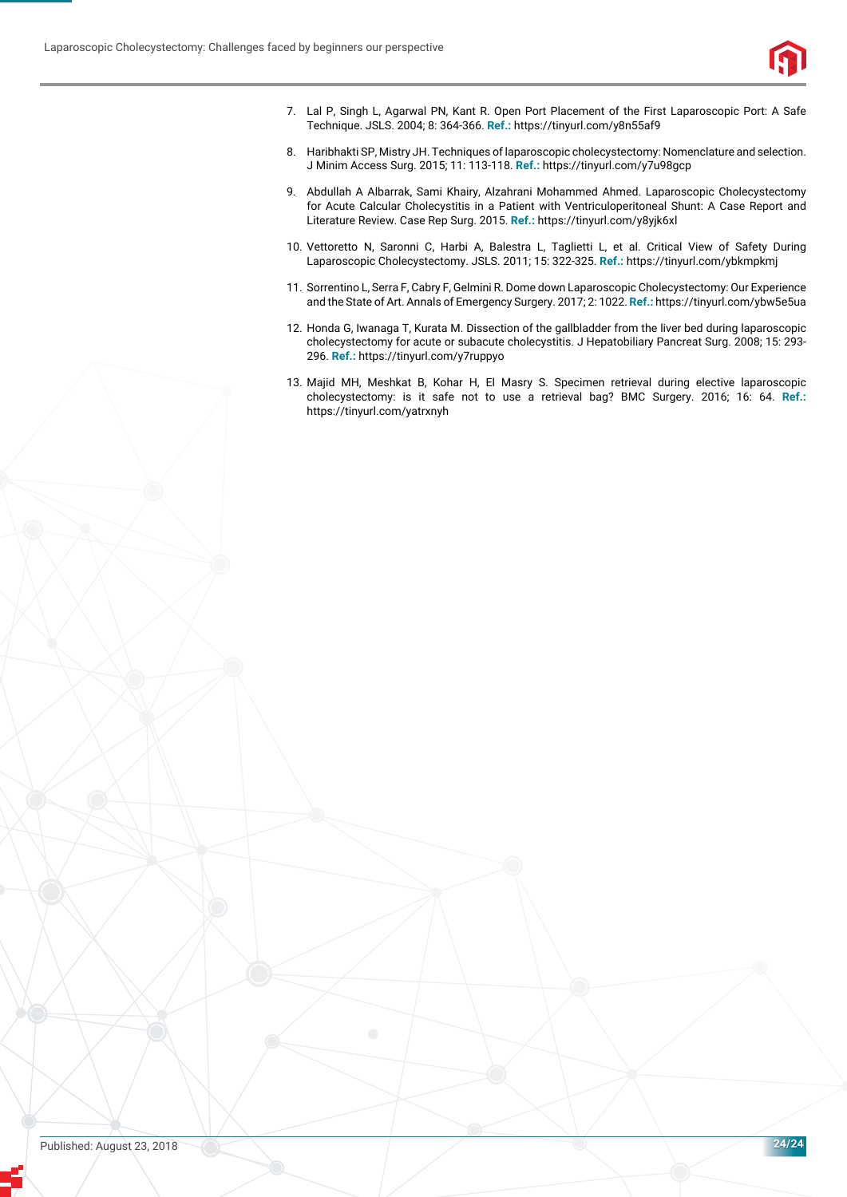7. Lal P, Singh L, Agarwal PN, Kant R. Open Port Placement of the First Laparoscopic Port: A Safe Technique. JSLS. 2004; 8: 364-366. **Ref.:** https://tinyurl.com/y8n55af9

8. Haribhakti SP, Mistry JH. Techniques of laparoscopic cholecystectomy: Nomenclature and selection. J Minim Access Surg. 2015; 11: 113-118. **Ref.:** https://tinyurl.com/y7u98gcp

9. Abdullah A Albarrak, Sami Khairy, Alzahrani Mohammed Ahmed. Laparoscopic Cholecystectomy for Acute Calcular Cholecystitis in a Patient with Ventriculoperitoneal Shunt: A Case Report and Literature Review. Case Rep Surg. 2015. **Ref.:** https://tinyurl.com/y8yjk6xl

10. Vettoretto N, Saronni C, Harbi A, Balestra L, Taglietti L, et al. Critical View of Safety During Laparoscopic Cholecystectomy. JSLS. 2011; 15: 322-325. **Ref.:** https://tinyurl.com/ybkmpkmj

11. Sorrentino L, Serra F, Cabry F, Gelmini R. Dome down Laparoscopic Cholecystectomy: Our Experience and the State of Art. Annals of Emergency Surgery. 2017; 2: 1022. **Ref.:** https://tinyurl.com/ybw5e5ua

12. Honda G, Iwanaga T, Kurata M. Dissection of the gallbladder from the liver bed during laparoscopic cholecystectomy for acute or subacute cholecystitis. J Hepatobiliary Pancreat Surg. 2008; 15: 293-296. **Ref.:** https://tinyurl.com/y7ruppyo

13. Majid MH, Meshkat B, Kohar H, El Masry S. Specimen retrieval during elective laparoscopic cholecystectomy: is it safe not to use a retrieval bag? BMC Surgery. 2016; 16: 64. **Ref.:** https://tinyurl.com/yatrxnyh

Published: August 23, 2018